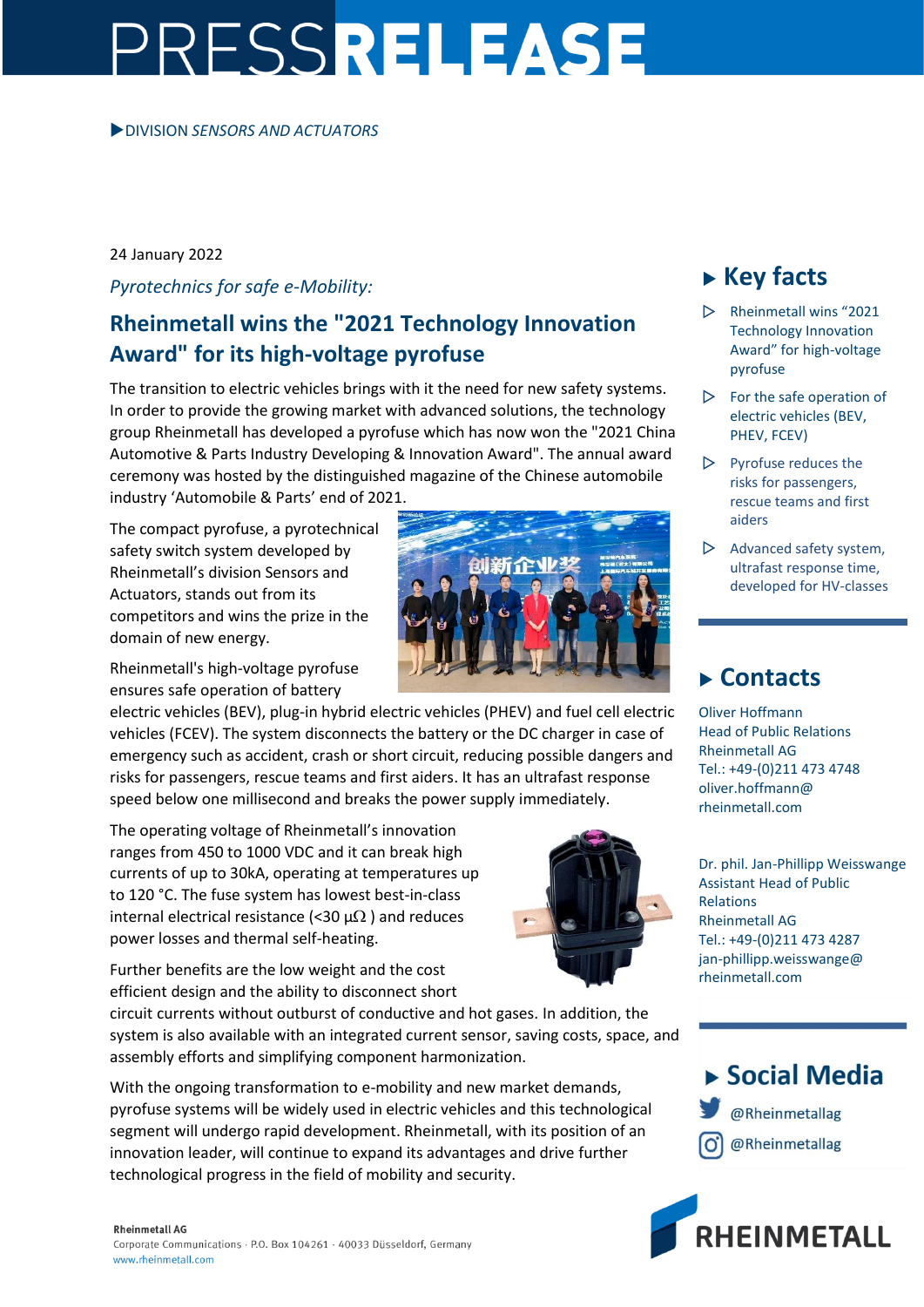# PRESSRELEASE

▶DIVISION *SENSORS AND ACTUATORS*

24 January 2022

*Pyrotechnics for safe e-Mobility:*

## Rheinmetall wins the "2021 Technology Innovation Award" for its high-voltage pyrofuse

The transition to electric vehicles brings with it the need for new safety systems. In order to provide the growing market with advanced solutions, the technology group Rheinmetall has developed a pyrofuse which has now won the "2021 China Automotive & Parts Industry Developing & Innovation Award". The annual award ceremony was hosted by the distinguished magazine of the Chinese automobile industry 'Automobile & Parts' end of 2021.

The compact pyrofuse, a pyrotechnical safety switch system developed by Rheinmetall's division Sensors and Actuators, stands out from its competitors and wins the prize in the domain of new energy.

Rheinmetall's high-voltage pyrofuse ensures safe operation of battery electric vehicles (BEV), plug-in hybrid electric vehicles (PHEV) and fuel cell electric vehicles (FCEV). The system disconnects the battery or the DC charger in case of emergency such as accident, crash or short circuit, reducing possible dangers and risks for passengers, rescue teams and first aiders. It has an ultrafast response speed below one millisecond and breaks the power supply immediately.

The operating voltage of Rheinmetall's innovation ranges from 450 to 1000 VDC and it can break high currents of up to 30kA, operating at temperatures up to 120 °C. The fuse system has lowest best-in-class internal electrical resistance (<30 $\mu\Omega$ ) and reduces power losses and thermal self-heating.

Further benefits are the low weight and the cost efficient design and the ability to disconnect short circuit currents without outburst of conductive and hot gases. In addition, the system is also available with an integrated current sensor, saving costs, space, and assembly efforts and simplifying component harmonization.

With the ongoing transformation to e-mobility and new market demands, pyrofuse systems will be widely used in electric vehicles and this technological segment will undergo rapid development. Rheinmetall, with its position of an innovation leader, will continue to expand its advantages and drive further technological progress in the field of mobility and security.

### ▶ Key facts

- Rheinmetall wins "2021 Technology Innovation Award" for high-voltage pyrofuse
- For the safe operation of electric vehicles (BEV, PHEV, FCEV)
- Pyrofuse reduces the risks for passengers, rescue teams and first aiders
- Advanced safety system, ultrafast response time, developed for HV-classes

### ▶ Contacts

Oliver Hoffmann
Head of Public Relations
Rheinmetall AG
Tel.: +49-(0)211 473 4748
oliver.hoffmann@rheinmetall.com

Dr. phil. Jan-Phillipp Weisswange
Assistant Head of Public Relations
Rheinmetall AG
Tel.: +49-(0)211 473 4287
jan-phillipp.weisswange@rheinmetall.com

### ▶ Social Media

@Rheinmetallag
@Rheinmetallag

**Rheinmetall AG**
Corporate Communications · P.O. Box 104261 · 40033 Düsseldorf, Germany
www.rheinmetall.com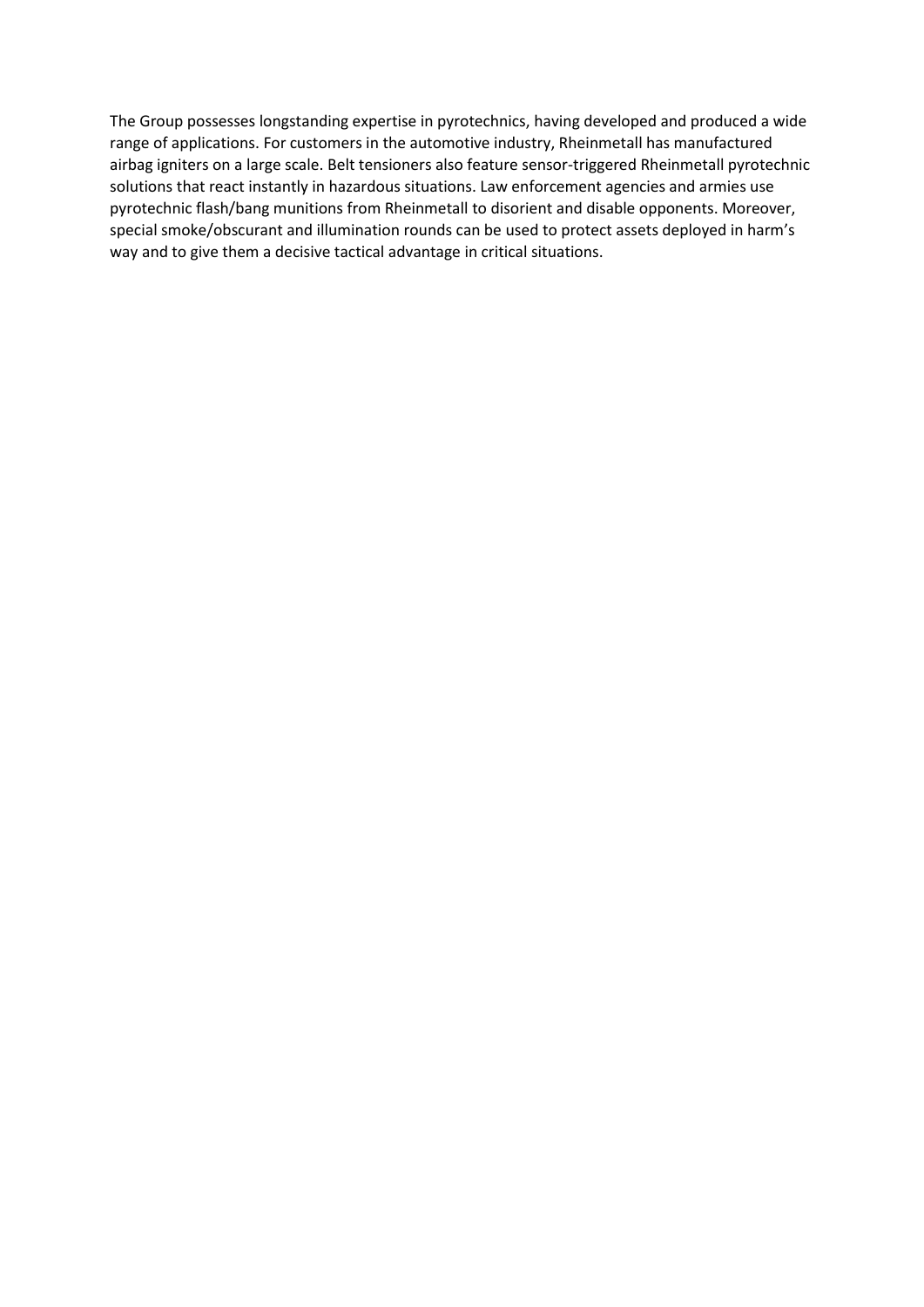The Group possesses longstanding expertise in pyrotechnics, having developed and produced a wide range of applications. For customers in the automotive industry, Rheinmetall has manufactured airbag igniters on a large scale. Belt tensioners also feature sensor-triggered Rheinmetall pyrotechnic solutions that react instantly in hazardous situations. Law enforcement agencies and armies use pyrotechnic flash/bang munitions from Rheinmetall to disorient and disable opponents. Moreover, special smoke/obscurant and illumination rounds can be used to protect assets deployed in harm's way and to give them a decisive tactical advantage in critical situations.